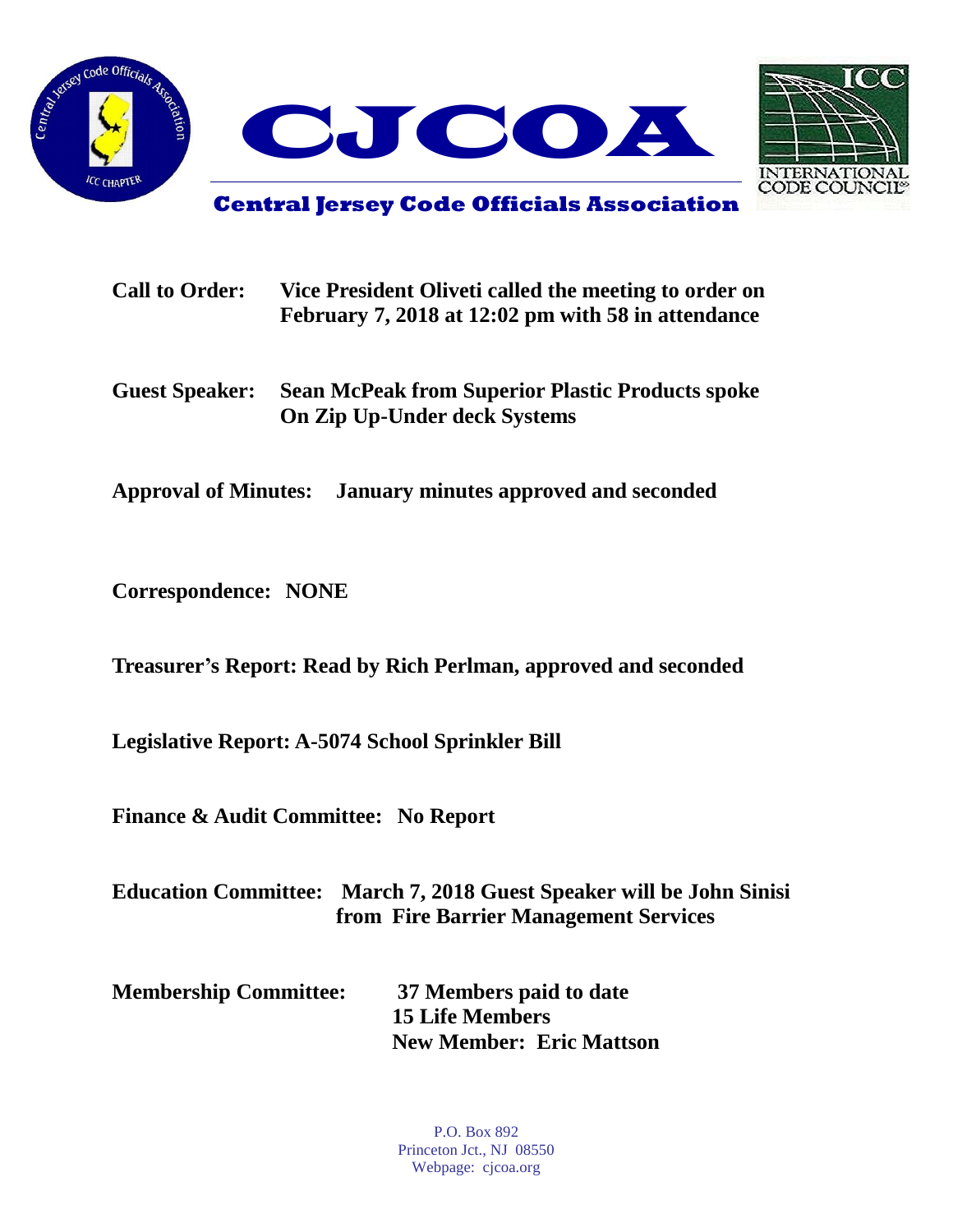# CJCOA

## Central Jersey Code Officials Association

**Call to Order:** **Vice President Oliveti called the meeting to order on February 7, 2018 at 12:02 pm with 58 in attendance**

**Guest Speaker:** **Sean McPeak from Superior Plastic Products spoke On Zip Up-Under deck Systems**

**Approval of Minutes:** **January minutes approved and seconded**

**Correspondence:** **NONE**

**Treasurer's Report: Read by Rich Perlman, approved and seconded**

**Legislative Report: A-5074 School Sprinkler Bill**

**Finance & Audit Committee:** **No Report**

**Education Committee:** **March 7, 2018 Guest Speaker will be John Sinisi from Fire Barrier Management Services**

**Membership Committee:** **37 Members paid to date**
**15 Life Members**
**New Member: Eric Mattson**

P.O. Box 892
Princeton Jct., NJ 08550
Webpage: cjcoa.org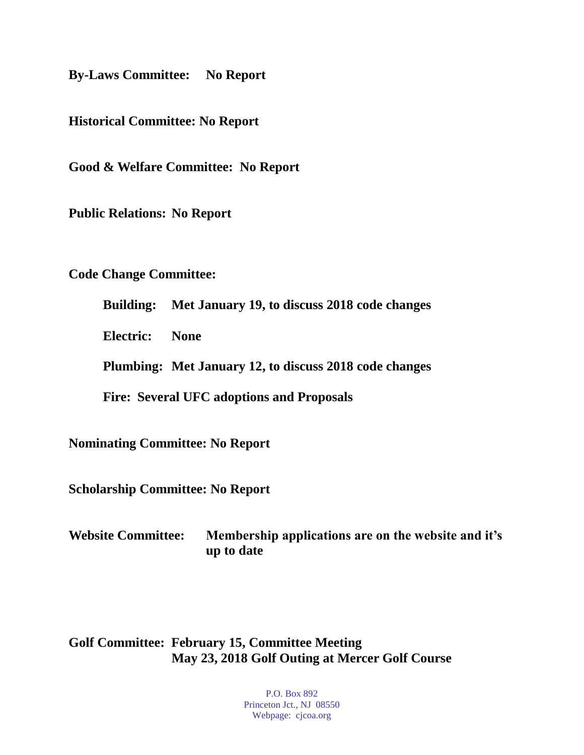**By-Laws Committee: No Report**

**Historical Committee: No Report**

**Good & Welfare Committee: No Report**

**Public Relations: No Report**

**Code Change Committee:**

- **Building: Met January 19, to discuss 2018 code changes**
- **Electric: None**
- **Plumbing: Met January 12, to discuss 2018 code changes**
- **Fire: Several UFC adoptions and Proposals**

**Nominating Committee: No Report**

**Scholarship Committee: No Report**

**Website Committee: Membership applications are on the website and it's up to date**

**Golf Committee: February 15, Committee Meeting**
**May 23, 2018 Golf Outing at Mercer Golf Course**

P.O. Box 892
Princeton Jct., NJ 08550
Webpage: cjcoa.org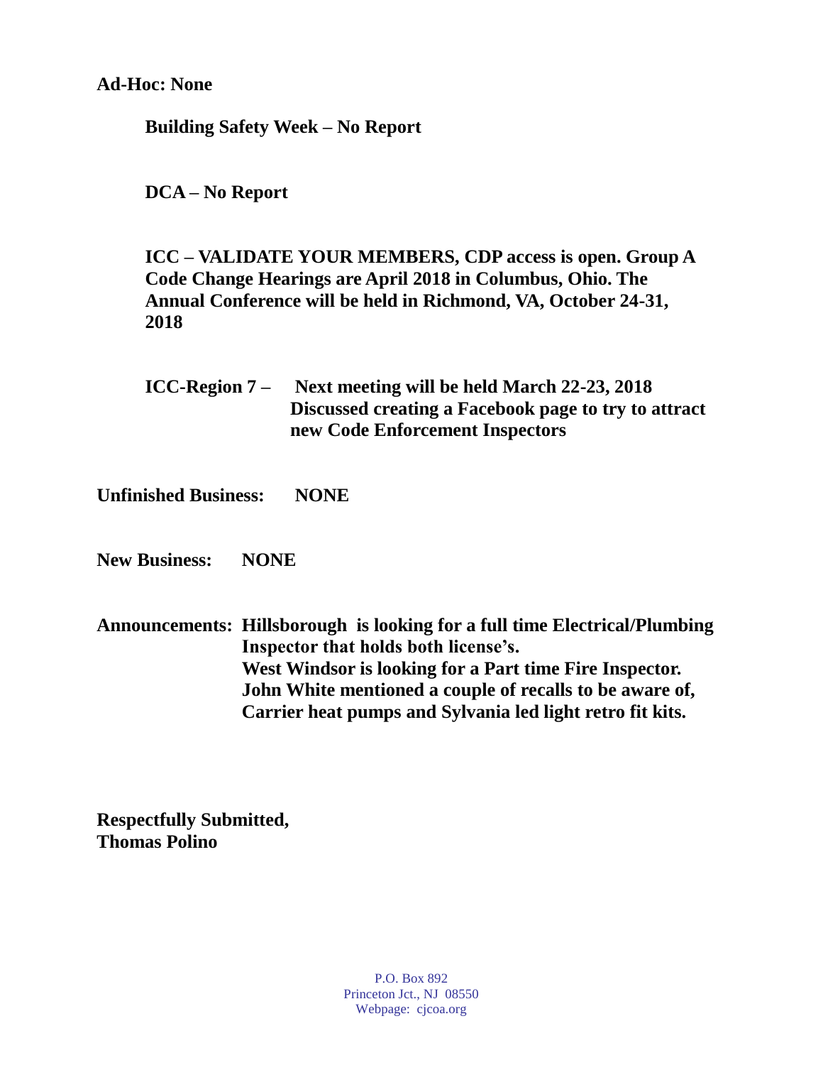**Ad-Hoc: None**

**Building Safety Week – No Report**

**DCA – No Report**

**ICC – VALIDATE YOUR MEMBERS, CDP access is open. Group A Code Change Hearings are April 2018 in Columbus, Ohio. The Annual Conference will be held in Richmond, VA, October 24-31, 2018**

**ICC-Region 7 – Next meeting will be held March 22-23, 2018 Discussed creating a Facebook page to try to attract new Code Enforcement Inspectors**

**Unfinished Business: NONE**

**New Business: NONE**

**Announcements: Hillsborough is looking for a full time Electrical/Plumbing Inspector that holds both license's.**
**West Windsor is looking for a Part time Fire Inspector.**
**John White mentioned a couple of recalls to be aware of, Carrier heat pumps and Sylvania led light retro fit kits.**

**Respectfully Submitted,**
**Thomas Polino**

P.O. Box 892
Princeton Jct., NJ 08550
Webpage: cjcoa.org